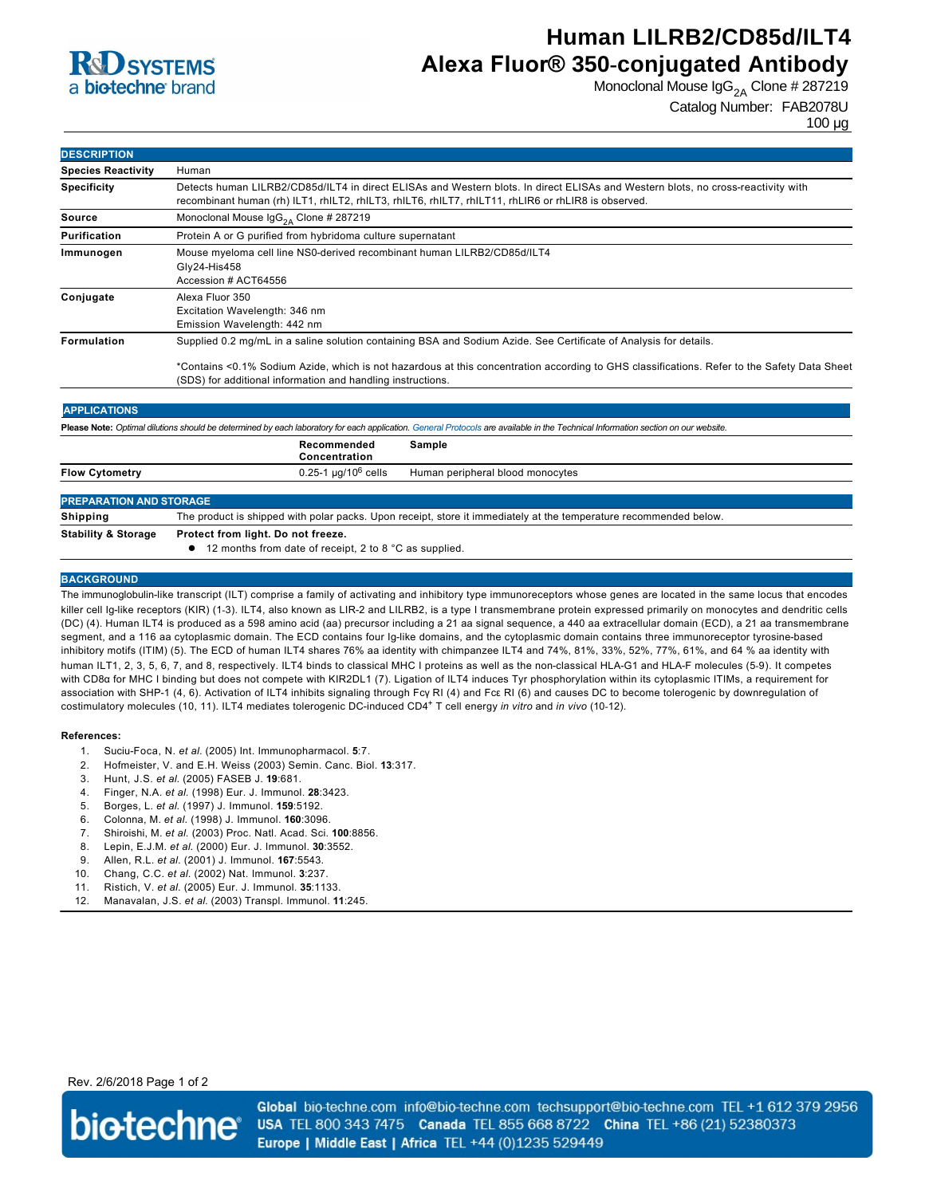# Human LILRB2/CD85d/ILT4 Alexa Fluor® 350-conjugated Antibody

Monoclonal Mouse $IgG_{2A}$ Clone # 287219

Catalog Number: FAB2078U

100 µg

## DESCRIPTION

| | |
|---|---|
| **Species Reactivity** | Human |
| **Specificity** | Detects human LILRB2/CD85d/ILT4 in direct ELISAs and Western blots. In direct ELISAs and Western blots, no cross-reactivity with recombinant human (rh) ILT1, rhILT2, rhILT3, rhILT6, rhILT7, rhILT11, rhLIR6 or rhLIR8 is observed. |
| **Source** | Monoclonal Mouse $IgG_{2A}$ Clone # 287219 |
| **Purification** | Protein A or G purified from hybridoma culture supernatant |
| **Immunogen** | Mouse myeloma cell line NS0-derived recombinant human LILRB2/CD85d/ILT4<br>Gly24-His458<br>Accession # ACT64556 |
| **Conjugate** | Alexa Fluor 350<br>Excitation Wavelength: 346 nm<br>Emission Wavelength: 442 nm |
| **Formulation** | Supplied 0.2 mg/mL in a saline solution containing BSA and Sodium Azide. See Certificate of Analysis for details.<br><br>*Contains <0.1% Sodium Azide, which is not hazardous at this concentration according to GHS classifications. Refer to the Safety Data Sheet (SDS) for additional information and handling instructions. |

## APPLICATIONS

**Please Note:** *Optimal dilutions should be determined by each laboratory for each application. General Protocols are available in the Technical Information section on our website.*

| | Recommended Concentration | Sample |
|---|---|---|
| **Flow Cytometry** | 0.25-1 µg/$10^6$ cells | Human peripheral blood monocytes |

## PREPARATION AND STORAGE

| | |
|---|---|
| **Shipping** | The product is shipped with polar packs. Upon receipt, store it immediately at the temperature recommended below. |
| **Stability & Storage** | **Protect from light. Do not freeze.**<br>● 12 months from date of receipt, 2 to 8 °C as supplied. |

## BACKGROUND

The immunoglobulin-like transcript (ILT) comprise a family of activating and inhibitory type immunoreceptors whose genes are located in the same locus that encodes killer cell Ig-like receptors (KIR) (1-3). ILT4, also known as LIR-2 and LILRB2, is a type I transmembrane protein expressed primarily on monocytes and dendritic cells (DC) (4). Human ILT4 is produced as a 598 amino acid (aa) precursor including a 21 aa signal sequence, a 440 aa extracellular domain (ECD), a 21 aa transmembrane segment, and a 116 aa cytoplasmic domain. The ECD contains four Ig-like domains, and the cytoplasmic domain contains three immunoreceptor tyrosine-based inhibitory motifs (ITIM) (5). The ECD of human ILT4 shares 76% aa identity with chimpanzee ILT4 and 74%, 81%, 33%, 52%, 77%, 61%, and 64 % aa identity with human ILT1, 2, 3, 5, 6, 7, and 8, respectively. ILT4 binds to classical MHC I proteins as well as the non-classical HLA-G1 and HLA-F molecules (5-9). It competes with CD8α for MHC I binding but does not compete with KIR2DL1 (7). Ligation of ILT4 induces Tyr phosphorylation within its cytoplasmic ITIMs, a requirement for association with SHP-1 (4, 6). Activation of ILT4 inhibits signaling through Fcγ RI (4) and Fcε RI (6) and causes DC to become tolerogenic by downregulation of costimulatory molecules (10, 11). ILT4 mediates tolerogenic DC-induced $CD4^+$ T cell energy *in vitro* and *in vivo* (10-12).

**References:**

1. Suciu-Foca, N. *et al.* (2005) Int. Immunopharmacol. **5**:7.
2. Hofmeister, V. and E.H. Weiss (2003) Semin. Canc. Biol. **13**:317.
3. Hunt, J.S. *et al.* (2005) FASEB J. **19**:681.
4. Finger, N.A. *et al.* (1998) Eur. J. Immunol. **28**:3423.
5. Borges, L. *et al.* (1997) J. Immunol. **159**:5192.
6. Colonna, M. *et al.* (1998) J. Immunol. **160**:3096.
7. Shiroishi, M. *et al.* (2003) Proc. Natl. Acad. Sci. **100**:8856.
8. Lepin, E.J.M. *et al.* (2000) Eur. J. Immunol. **30**:3552.
9. Allen, R.L. *et al.* (2001) J. Immunol. **167**:5543.
10. Chang, C.C. *et al.* (2002) Nat. Immunol. **3**:237.
11. Ristich, V. *et al.* (2005) Eur. J. Immunol. **35**:1133.
12. Manavalan, J.S. *et al.* (2003) Transpl. Immunol. **11**:245.

Rev. 2/6/2018

**Global** bio-techne.com info@bio-techne.com techsupport@bio-techne.com TEL +1 612 379 2956
**USA** TEL 800 343 7475 **Canada** TEL 855 668 8722 **China** TEL +86 (21) 52380373
**Europe | Middle East | Africa** TEL +44 (0)1235 529449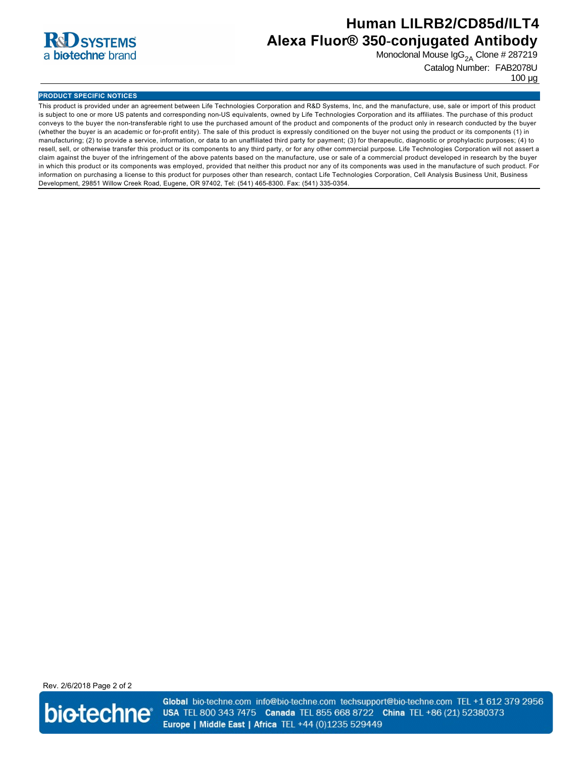# Human LILRB2/CD85d/ILT4 Alexa Fluor® 350-conjugated Antibody

Monoclonal Mouse $IgG_{2A}$ Clone # 287219

Catalog Number: FAB2078U

100 µg

## PRODUCT SPECIFIC NOTICES

This product is provided under an agreement between Life Technologies Corporation and R&D Systems, Inc, and the manufacture, use, sale or import of this product is subject to one or more US patents and corresponding non-US equivalents, owned by Life Technologies Corporation and its affiliates. The purchase of this product conveys to the buyer the non-transferable right to use the purchased amount of the product and components of the product only in research conducted by the buyer (whether the buyer is an academic or for-profit entity). The sale of this product is expressly conditioned on the buyer not using the product or its components (1) in manufacturing; (2) to provide a service, information, or data to an unaffiliated third party for payment; (3) for therapeutic, diagnostic or prophylactic purposes; (4) to resell, sell, or otherwise transfer this product or its components to any third party, or for any other commercial purpose. Life Technologies Corporation will not assert a claim against the buyer of the infringement of the above patents based on the manufacture, use or sale of a commercial product developed in research by the buyer in which this product or its components was employed, provided that neither this product nor any of its components was used in the manufacture of such product. For information on purchasing a license to this product for purposes other than research, contact Life Technologies Corporation, Cell Analysis Business Unit, Business Development, 29851 Willow Creek Road, Eugene, OR 97402, Tel: (541) 465-8300. Fax: (541) 335-0354.

Rev. 2/6/2018

**Global** bio-techne.com info@bio-techne.com techsupport@bio-techne.com TEL +1 612 379 2956 **USA** TEL 800 343 7475 **Canada** TEL 855 668 8722 **China** TEL +86 (21) 52380373 **Europe | Middle East | Africa** TEL +44 (0)1235 529449